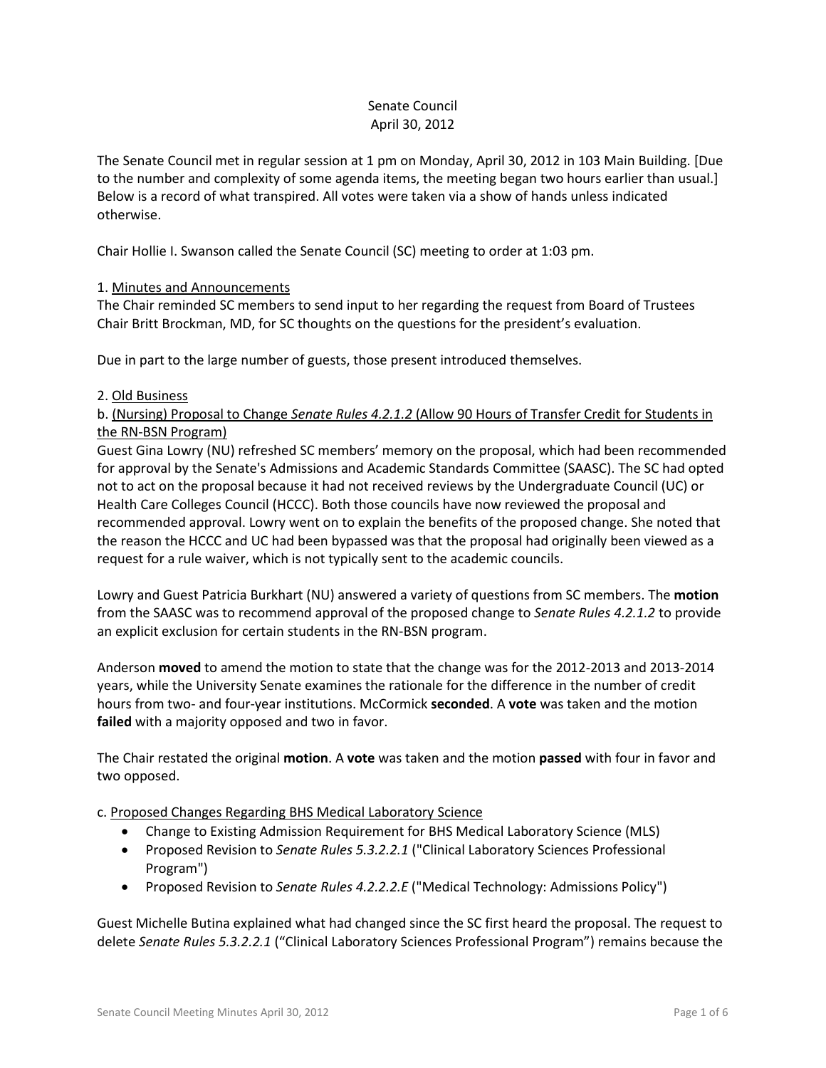# Senate Council
# April 30, 2012

The Senate Council met in regular session at 1 pm on Monday, April 30, 2012 in 103 Main Building. [Due to the number and complexity of some agenda items, the meeting began two hours earlier than usual.] Below is a record of what transpired. All votes were taken via a show of hands unless indicated otherwise.

Chair Hollie I. Swanson called the Senate Council (SC) meeting to order at 1:03 pm.

1. Minutes and Announcements

The Chair reminded SC members to send input to her regarding the request from Board of Trustees Chair Britt Brockman, MD, for SC thoughts on the questions for the president's evaluation.

Due in part to the large number of guests, those present introduced themselves.

2. Old Business

b. (Nursing) Proposal to Change *Senate Rules 4.2.1.2* (Allow 90 Hours of Transfer Credit for Students in the RN-BSN Program)

Guest Gina Lowry (NU) refreshed SC members' memory on the proposal, which had been recommended for approval by the Senate's Admissions and Academic Standards Committee (SAASC). The SC had opted not to act on the proposal because it had not received reviews by the Undergraduate Council (UC) or Health Care Colleges Council (HCCC). Both those councils have now reviewed the proposal and recommended approval. Lowry went on to explain the benefits of the proposed change. She noted that the reason the HCCC and UC had been bypassed was that the proposal had originally been viewed as a request for a rule waiver, which is not typically sent to the academic councils.

Lowry and Guest Patricia Burkhart (NU) answered a variety of questions from SC members. The **motion** from the SAASC was to recommend approval of the proposed change to *Senate Rules 4.2.1.2* to provide an explicit exclusion for certain students in the RN-BSN program.

Anderson **moved** to amend the motion to state that the change was for the 2012-2013 and 2013-2014 years, while the University Senate examines the rationale for the difference in the number of credit hours from two- and four-year institutions. McCormick **seconded**. A **vote** was taken and the motion **failed** with a majority opposed and two in favor.

The Chair restated the original **motion**. A **vote** was taken and the motion **passed** with four in favor and two opposed.

c. Proposed Changes Regarding BHS Medical Laboratory Science

- Change to Existing Admission Requirement for BHS Medical Laboratory Science (MLS)
- Proposed Revision to *Senate Rules 5.3.2.2.1* ("Clinical Laboratory Sciences Professional Program")
- Proposed Revision to *Senate Rules 4.2.2.2.E* ("Medical Technology: Admissions Policy")

Guest Michelle Butina explained what had changed since the SC first heard the proposal. The request to delete *Senate Rules 5.3.2.2.1* ("Clinical Laboratory Sciences Professional Program") remains because the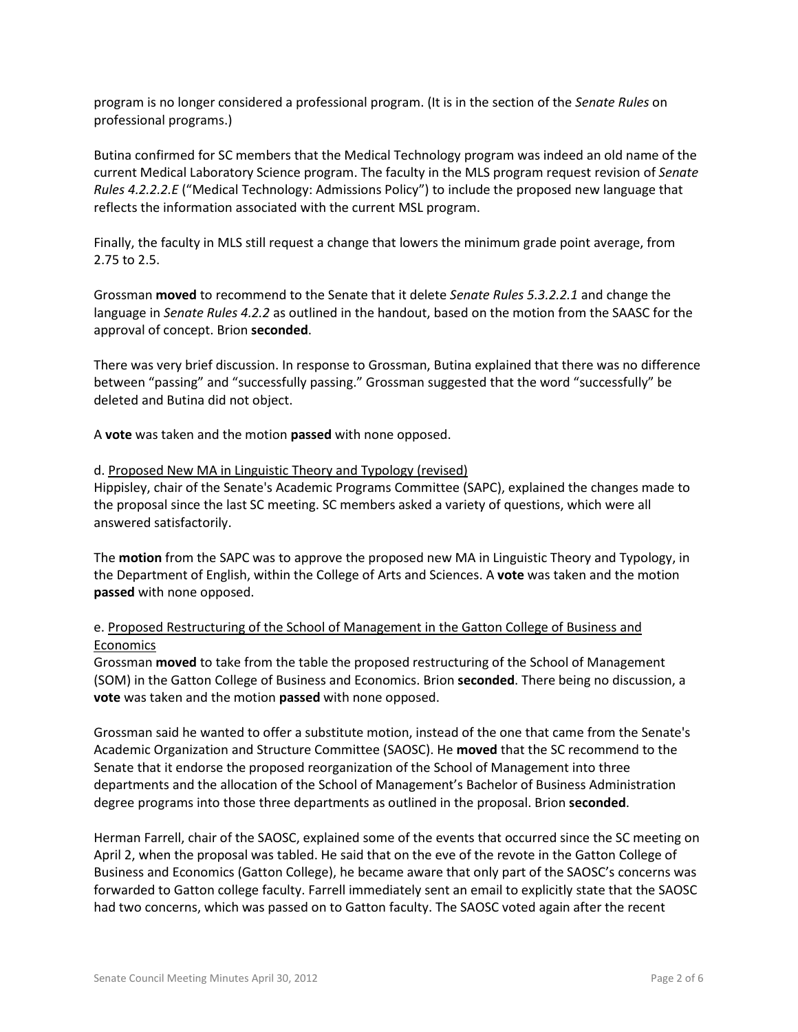program is no longer considered a professional program. (It is in the section of the *Senate Rules* on professional programs.)

Butina confirmed for SC members that the Medical Technology program was indeed an old name of the current Medical Laboratory Science program. The faculty in the MLS program request revision of *Senate Rules 4.2.2.2.E* ("Medical Technology: Admissions Policy") to include the proposed new language that reflects the information associated with the current MSL program.

Finally, the faculty in MLS still request a change that lowers the minimum grade point average, from 2.75 to 2.5.

Grossman **moved** to recommend to the Senate that it delete *Senate Rules 5.3.2.2.1* and change the language in *Senate Rules 4.2.2* as outlined in the handout, based on the motion from the SAASC for the approval of concept. Brion **seconded**.

There was very brief discussion. In response to Grossman, Butina explained that there was no difference between "passing" and "successfully passing." Grossman suggested that the word "successfully" be deleted and Butina did not object.

A **vote** was taken and the motion **passed** with none opposed.

d. Proposed New MA in Linguistic Theory and Typology (revised)

Hippisley, chair of the Senate's Academic Programs Committee (SAPC), explained the changes made to the proposal since the last SC meeting. SC members asked a variety of questions, which were all answered satisfactorily.

The **motion** from the SAPC was to approve the proposed new MA in Linguistic Theory and Typology, in the Department of English, within the College of Arts and Sciences. A **vote** was taken and the motion **passed** with none opposed.

e. Proposed Restructuring of the School of Management in the Gatton College of Business and Economics

Grossman **moved** to take from the table the proposed restructuring of the School of Management (SOM) in the Gatton College of Business and Economics. Brion **seconded**. There being no discussion, a **vote** was taken and the motion **passed** with none opposed.

Grossman said he wanted to offer a substitute motion, instead of the one that came from the Senate's Academic Organization and Structure Committee (SAOSC). He **moved** that the SC recommend to the Senate that it endorse the proposed reorganization of the School of Management into three departments and the allocation of the School of Management's Bachelor of Business Administration degree programs into those three departments as outlined in the proposal. Brion **seconded**.

Herman Farrell, chair of the SAOSC, explained some of the events that occurred since the SC meeting on April 2, when the proposal was tabled. He said that on the eve of the revote in the Gatton College of Business and Economics (Gatton College), he became aware that only part of the SAOSC's concerns was forwarded to Gatton college faculty. Farrell immediately sent an email to explicitly state that the SAOSC had two concerns, which was passed on to Gatton faculty. The SAOSC voted again after the recent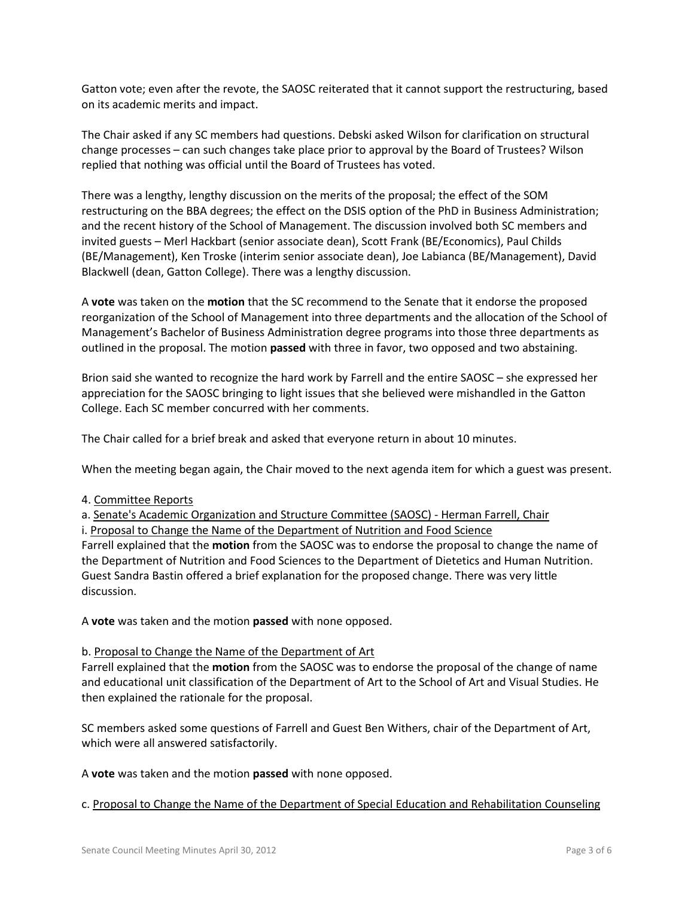Gatton vote; even after the revote, the SAOSC reiterated that it cannot support the restructuring, based on its academic merits and impact.

The Chair asked if any SC members had questions. Debski asked Wilson for clarification on structural change processes – can such changes take place prior to approval by the Board of Trustees? Wilson replied that nothing was official until the Board of Trustees has voted.

There was a lengthy, lengthy discussion on the merits of the proposal; the effect of the SOM restructuring on the BBA degrees; the effect on the DSIS option of the PhD in Business Administration; and the recent history of the School of Management. The discussion involved both SC members and invited guests – Merl Hackbart (senior associate dean), Scott Frank (BE/Economics), Paul Childs (BE/Management), Ken Troske (interim senior associate dean), Joe Labianca (BE/Management), David Blackwell (dean, Gatton College). There was a lengthy discussion.

A **vote** was taken on the **motion** that the SC recommend to the Senate that it endorse the proposed reorganization of the School of Management into three departments and the allocation of the School of Management's Bachelor of Business Administration degree programs into those three departments as outlined in the proposal. The motion **passed** with three in favor, two opposed and two abstaining.

Brion said she wanted to recognize the hard work by Farrell and the entire SAOSC – she expressed her appreciation for the SAOSC bringing to light issues that she believed were mishandled in the Gatton College. Each SC member concurred with her comments.

The Chair called for a brief break and asked that everyone return in about 10 minutes.

When the meeting began again, the Chair moved to the next agenda item for which a guest was present.

4. Committee Reports

a. Senate's Academic Organization and Structure Committee (SAOSC) - Herman Farrell, Chair

i. Proposal to Change the Name of the Department of Nutrition and Food Science

Farrell explained that the **motion** from the SAOSC was to endorse the proposal to change the name of the Department of Nutrition and Food Sciences to the Department of Dietetics and Human Nutrition. Guest Sandra Bastin offered a brief explanation for the proposed change. There was very little discussion.

A **vote** was taken and the motion **passed** with none opposed.

b. Proposal to Change the Name of the Department of Art

Farrell explained that the **motion** from the SAOSC was to endorse the proposal of the change of name and educational unit classification of the Department of Art to the School of Art and Visual Studies. He then explained the rationale for the proposal.

SC members asked some questions of Farrell and Guest Ben Withers, chair of the Department of Art, which were all answered satisfactorily.

A **vote** was taken and the motion **passed** with none opposed.

c. Proposal to Change the Name of the Department of Special Education and Rehabilitation Counseling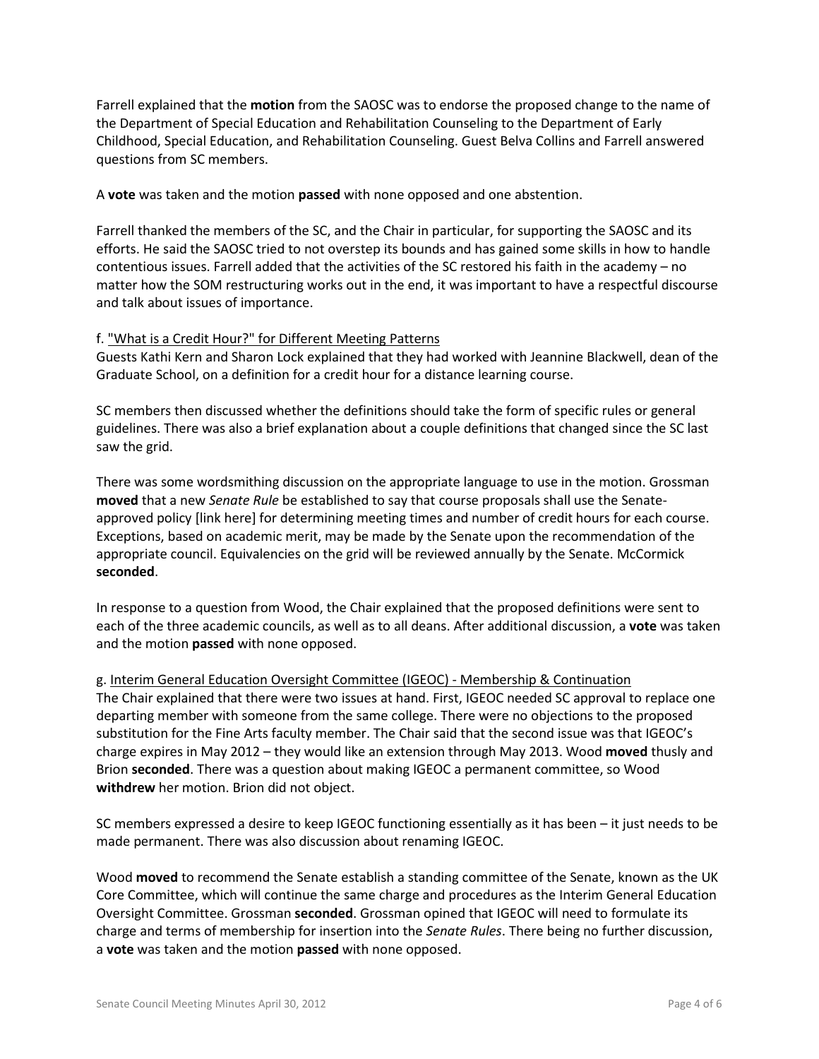Farrell explained that the **motion** from the SAOSC was to endorse the proposed change to the name of the Department of Special Education and Rehabilitation Counseling to the Department of Early Childhood, Special Education, and Rehabilitation Counseling. Guest Belva Collins and Farrell answered questions from SC members.

A **vote** was taken and the motion **passed** with none opposed and one abstention.

Farrell thanked the members of the SC, and the Chair in particular, for supporting the SAOSC and its efforts. He said the SAOSC tried to not overstep its bounds and has gained some skills in how to handle contentious issues. Farrell added that the activities of the SC restored his faith in the academy – no matter how the SOM restructuring works out in the end, it was important to have a respectful discourse and talk about issues of importance.

f. <u>"What is a Credit Hour?" for Different Meeting Patterns</u>
Guests Kathi Kern and Sharon Lock explained that they had worked with Jeannine Blackwell, dean of the Graduate School, on a definition for a credit hour for a distance learning course.

SC members then discussed whether the definitions should take the form of specific rules or general guidelines. There was also a brief explanation about a couple definitions that changed since the SC last saw the grid.

There was some wordsmithing discussion on the appropriate language to use in the motion. Grossman **moved** that a new *Senate Rule* be established to say that course proposals shall use the Senate-approved policy [link here] for determining meeting times and number of credit hours for each course. Exceptions, based on academic merit, may be made by the Senate upon the recommendation of the appropriate council. Equivalencies on the grid will be reviewed annually by the Senate. McCormick **seconded**.

In response to a question from Wood, the Chair explained that the proposed definitions were sent to each of the three academic councils, as well as to all deans. After additional discussion, a **vote** was taken and the motion **passed** with none opposed.

g. <u>Interim General Education Oversight Committee (IGEOC) - Membership & Continuation</u>
The Chair explained that there were two issues at hand. First, IGEOC needed SC approval to replace one departing member with someone from the same college. There were no objections to the proposed substitution for the Fine Arts faculty member. The Chair said that the second issue was that IGEOC's charge expires in May 2012 – they would like an extension through May 2013. Wood **moved** thusly and Brion **seconded**. There was a question about making IGEOC a permanent committee, so Wood **withdrew** her motion. Brion did not object.

SC members expressed a desire to keep IGEOC functioning essentially as it has been – it just needs to be made permanent. There was also discussion about renaming IGEOC.

Wood **moved** to recommend the Senate establish a standing committee of the Senate, known as the UK Core Committee, which will continue the same charge and procedures as the Interim General Education Oversight Committee. Grossman **seconded**. Grossman opined that IGEOC will need to formulate its charge and terms of membership for insertion into the *Senate Rules*. There being no further discussion, a **vote** was taken and the motion **passed** with none opposed.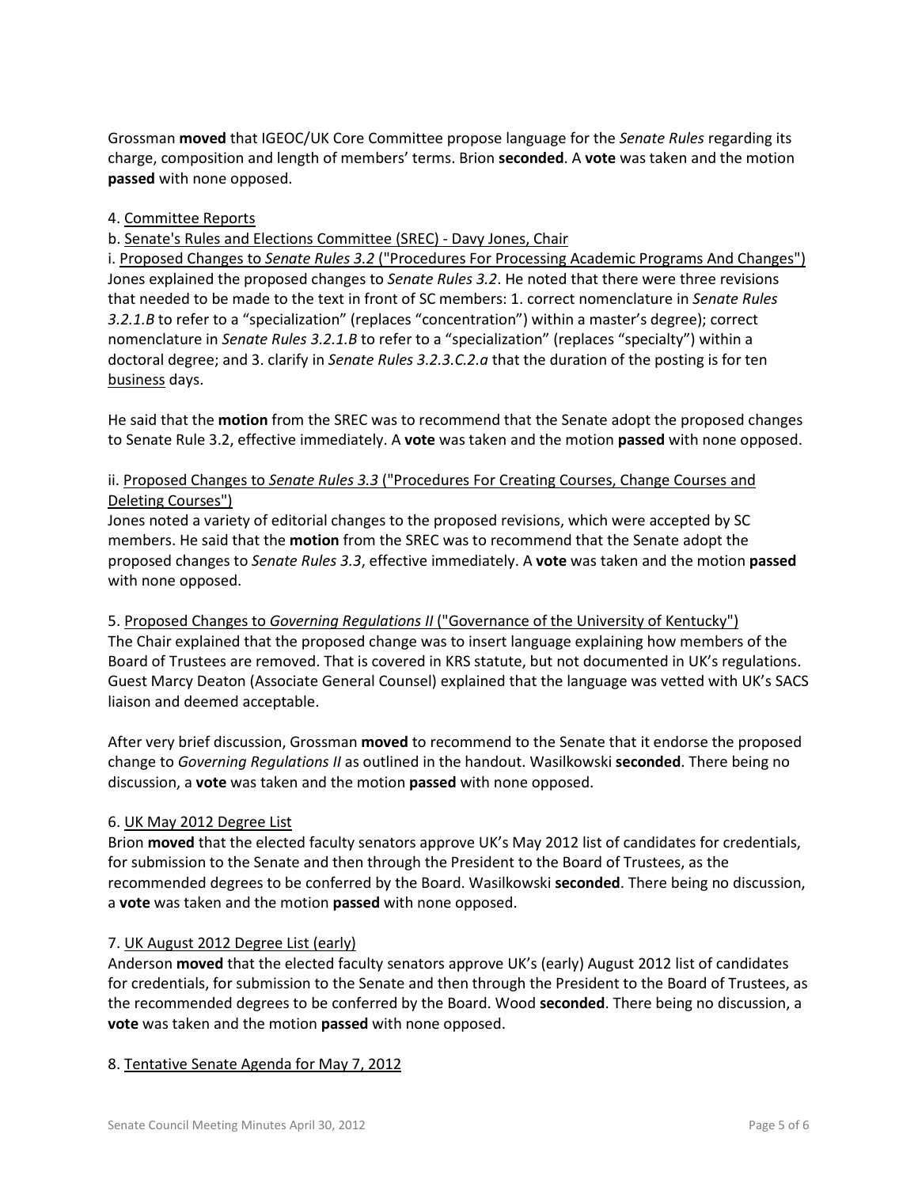Grossman **moved** that IGEOC/UK Core Committee propose language for the *Senate Rules* regarding its charge, composition and length of members' terms. Brion **seconded**. A **vote** was taken and the motion **passed** with none opposed.

4. Committee Reports

b. Senate's Rules and Elections Committee (SREC) - Davy Jones, Chair

i. Proposed Changes to *Senate Rules 3.2* ("Procedures For Processing Academic Programs And Changes")

Jones explained the proposed changes to *Senate Rules 3.2*. He noted that there were three revisions that needed to be made to the text in front of SC members: 1. correct nomenclature in *Senate Rules 3.2.1.B* to refer to a "specialization" (replaces "concentration") within a master's degree); correct nomenclature in *Senate Rules 3.2.1.B* to refer to a "specialization" (replaces "specialty") within a doctoral degree; and 3. clarify in *Senate Rules 3.2.3.C.2.a* that the duration of the posting is for ten business days.

He said that the **motion** from the SREC was to recommend that the Senate adopt the proposed changes to Senate Rule 3.2, effective immediately. A **vote** was taken and the motion **passed** with none opposed.

ii. Proposed Changes to *Senate Rules 3.3* ("Procedures For Creating Courses, Change Courses and Deleting Courses")

Jones noted a variety of editorial changes to the proposed revisions, which were accepted by SC members. He said that the **motion** from the SREC was to recommend that the Senate adopt the proposed changes to *Senate Rules 3.3*, effective immediately. A **vote** was taken and the motion **passed** with none opposed.

5. Proposed Changes to *Governing Regulations II* ("Governance of the University of Kentucky")

The Chair explained that the proposed change was to insert language explaining how members of the Board of Trustees are removed. That is covered in KRS statute, but not documented in UK's regulations. Guest Marcy Deaton (Associate General Counsel) explained that the language was vetted with UK's SACS liaison and deemed acceptable.

After very brief discussion, Grossman **moved** to recommend to the Senate that it endorse the proposed change to *Governing Regulations II* as outlined in the handout. Wasilkowski **seconded**. There being no discussion, a **vote** was taken and the motion **passed** with none opposed.

6. UK May 2012 Degree List

Brion **moved** that the elected faculty senators approve UK's May 2012 list of candidates for credentials, for submission to the Senate and then through the President to the Board of Trustees, as the recommended degrees to be conferred by the Board. Wasilkowski **seconded**. There being no discussion, a **vote** was taken and the motion **passed** with none opposed.

7. UK August 2012 Degree List (early)

Anderson **moved** that the elected faculty senators approve UK's (early) August 2012 list of candidates for credentials, for submission to the Senate and then through the President to the Board of Trustees, as the recommended degrees to be conferred by the Board. Wood **seconded**. There being no discussion, a **vote** was taken and the motion **passed** with none opposed.

8. Tentative Senate Agenda for May 7, 2012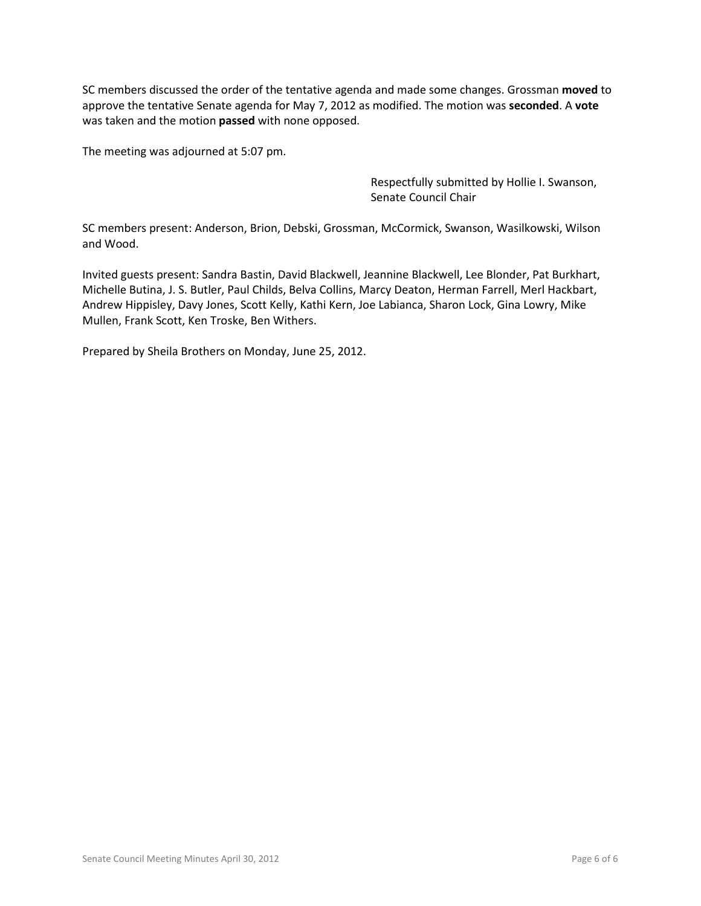SC members discussed the order of the tentative agenda and made some changes. Grossman **moved** to approve the tentative Senate agenda for May 7, 2012 as modified. The motion was **seconded**. A **vote** was taken and the motion **passed** with none opposed.

The meeting was adjourned at 5:07 pm.

Respectfully submitted by Hollie I. Swanson,
Senate Council Chair

SC members present: Anderson, Brion, Debski, Grossman, McCormick, Swanson, Wasilkowski, Wilson and Wood.

Invited guests present: Sandra Bastin, David Blackwell, Jeannine Blackwell, Lee Blonder, Pat Burkhart, Michelle Butina, J. S. Butler, Paul Childs, Belva Collins, Marcy Deaton, Herman Farrell, Merl Hackbart, Andrew Hippisley, Davy Jones, Scott Kelly, Kathi Kern, Joe Labianca, Sharon Lock, Gina Lowry, Mike Mullen, Frank Scott, Ken Troske, Ben Withers.

Prepared by Sheila Brothers on Monday, June 25, 2012.